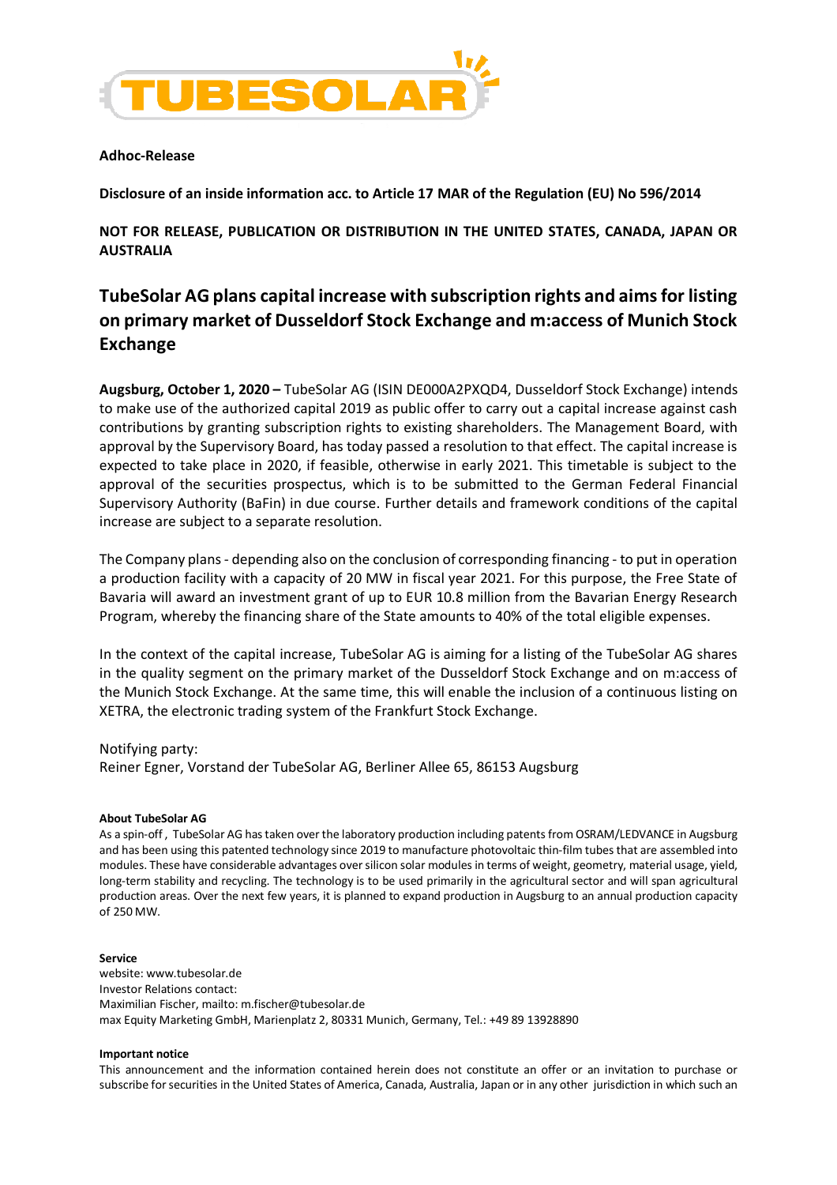**Adhoc-Release**

**Disclosure of an inside information acc. to Article 17 MAR of the Regulation (EU) No 596/2014**

**NOT FOR RELEASE, PUBLICATION OR DISTRIBUTION IN THE UNITED STATES, CANADA, JAPAN OR AUSTRALIA**

# TubeSolar AG plans capital increase with subscription rights and aims for listing on primary market of Dusseldorf Stock Exchange and m:access of Munich Stock Exchange

**Augsburg, October 1, 2020 –** TubeSolar AG (ISIN DE000A2PXQD4, Dusseldorf Stock Exchange) intends to make use of the authorized capital 2019 as public offer to carry out a capital increase against cash contributions by granting subscription rights to existing shareholders. The Management Board, with approval by the Supervisory Board, has today passed a resolution to that effect. The capital increase is expected to take place in 2020, if feasible, otherwise in early 2021. This timetable is subject to the approval of the securities prospectus, which is to be submitted to the German Federal Financial Supervisory Authority (BaFin) in due course. Further details and framework conditions of the capital increase are subject to a separate resolution.

The Company plans - depending also on the conclusion of corresponding financing - to put in operation a production facility with a capacity of 20 MW in fiscal year 2021. For this purpose, the Free State of Bavaria will award an investment grant of up to EUR 10.8 million from the Bavarian Energy Research Program, whereby the financing share of the State amounts to 40% of the total eligible expenses.

In the context of the capital increase, TubeSolar AG is aiming for a listing of the TubeSolar AG shares in the quality segment on the primary market of the Dusseldorf Stock Exchange and on m:access of the Munich Stock Exchange. At the same time, this will enable the inclusion of a continuous listing on XETRA, the electronic trading system of the Frankfurt Stock Exchange.

Notifying party:
Reiner Egner, Vorstand der TubeSolar AG, Berliner Allee 65, 86153 Augsburg

**About TubeSolar AG**

As a spin-off , TubeSolar AG has taken over the laboratory production including patents from OSRAM/LEDVANCE in Augsburg and has been using this patented technology since 2019 to manufacture photovoltaic thin-film tubes that are assembled into modules. These have considerable advantages over silicon solar modules in terms of weight, geometry, material usage, yield, long-term stability and recycling. The technology is to be used primarily in the agricultural sector and will span agricultural production areas. Over the next few years, it is planned to expand production in Augsburg to an annual production capacity of 250 MW.

**Service**

website: www.tubesolar.de
Investor Relations contact:
Maximilian Fischer, mailto: m.fischer@tubesolar.de
max Equity Marketing GmbH, Marienplatz 2, 80331 Munich, Germany, Tel.: +49 89 13928890

**Important notice**

This announcement and the information contained herein does not constitute an offer or an invitation to purchase or subscribe for securities in the United States of America, Canada, Australia, Japan or in any other jurisdiction in which such an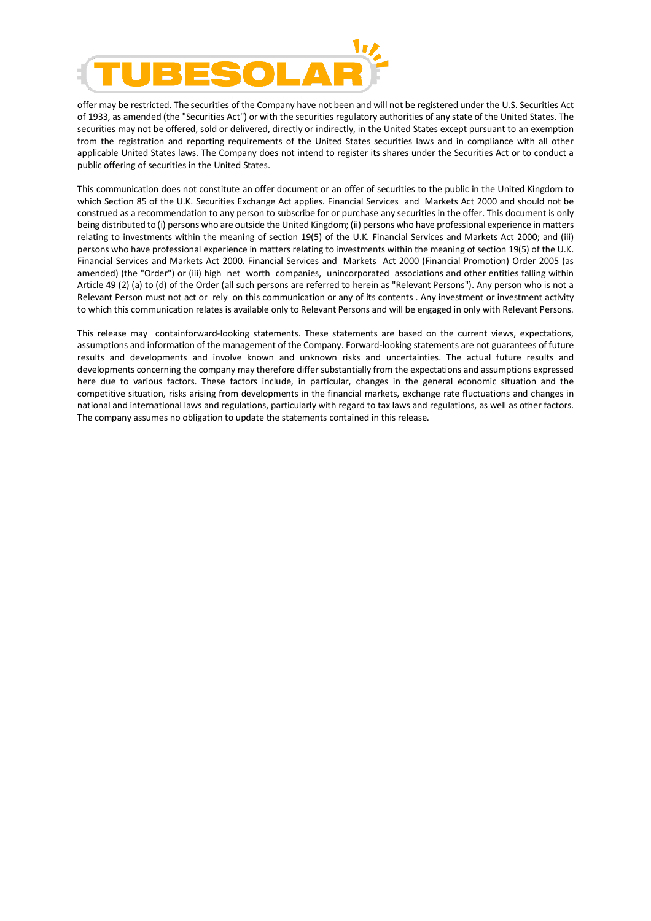offer may be restricted. The securities of the Company have not been and will not be registered under the U.S. Securities Act of 1933, as amended (the "Securities Act") or with the securities regulatory authorities of any state of the United States. The securities may not be offered, sold or delivered, directly or indirectly, in the United States except pursuant to an exemption from the registration and reporting requirements of the United States securities laws and in compliance with all other applicable United States laws. The Company does not intend to register its shares under the Securities Act or to conduct a public offering of securities in the United States.

This communication does not constitute an offer document or an offer of securities to the public in the United Kingdom to which Section 85 of the U.K. Securities Exchange Act applies. Financial Services and Markets Act 2000 and should not be construed as a recommendation to any person to subscribe for or purchase any securities in the offer. This document is only being distributed to (i) persons who are outside the United Kingdom; (ii) persons who have professional experience in matters relating to investments within the meaning of section 19(5) of the U.K. Financial Services and Markets Act 2000; and (iii) persons who have professional experience in matters relating to investments within the meaning of section 19(5) of the U.K. Financial Services and Markets Act 2000. Financial Services and Markets Act 2000 (Financial Promotion) Order 2005 (as amended) (the "Order") or (iii) high net worth companies, unincorporated associations and other entities falling within Article 49 (2) (a) to (d) of the Order (all such persons are referred to herein as "Relevant Persons"). Any person who is not a Relevant Person must not act or rely on this communication or any of its contents . Any investment or investment activity to which this communication relates is available only to Relevant Persons and will be engaged in only with Relevant Persons.

This release may containforward-looking statements. These statements are based on the current views, expectations, assumptions and information of the management of the Company. Forward-looking statements are not guarantees of future results and developments and involve known and unknown risks and uncertainties. The actual future results and developments concerning the company may therefore differ substantially from the expectations and assumptions expressed here due to various factors. These factors include, in particular, changes in the general economic situation and the competitive situation, risks arising from developments in the financial markets, exchange rate fluctuations and changes in national and international laws and regulations, particularly with regard to tax laws and regulations, as well as other factors. The company assumes no obligation to update the statements contained in this release.